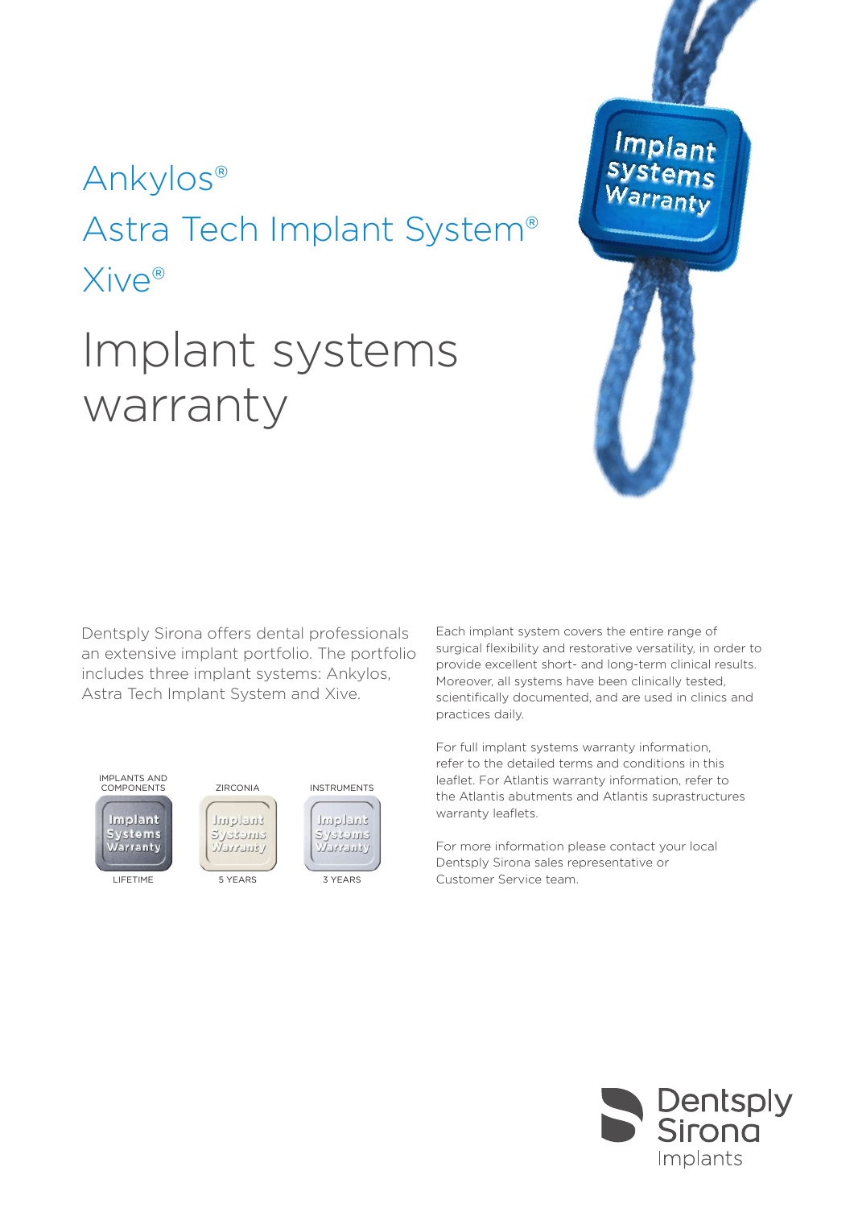Ankylos®
Astra Tech Implant System®
Xive®

# Implant systems warranty

Dentsply Sirona offers dental professionals an extensive implant portfolio. The portfolio includes three implant systems: Ankylos, Astra Tech Implant System and Xive.

| IMPLANTS AND COMPONENTS | ZIRCONIA | INSTRUMENTS |
| --- | --- | --- |
| LIFETIME | 5 YEARS | 3 YEARS |

Each implant system covers the entire range of surgical flexibility and restorative versatility, in order to provide excellent short- and long-term clinical results. Moreover, all systems have been clinically tested, scientifically documented, and are used in clinics and practices daily.

For full implant systems warranty information, refer to the detailed terms and conditions in this leaflet. For Atlantis warranty information, refer to the Atlantis abutments and Atlantis suprastructures warranty leaflets.

For more information please contact your local Dentsply Sirona sales representative or Customer Service team.

Dentsply Sirona
Implants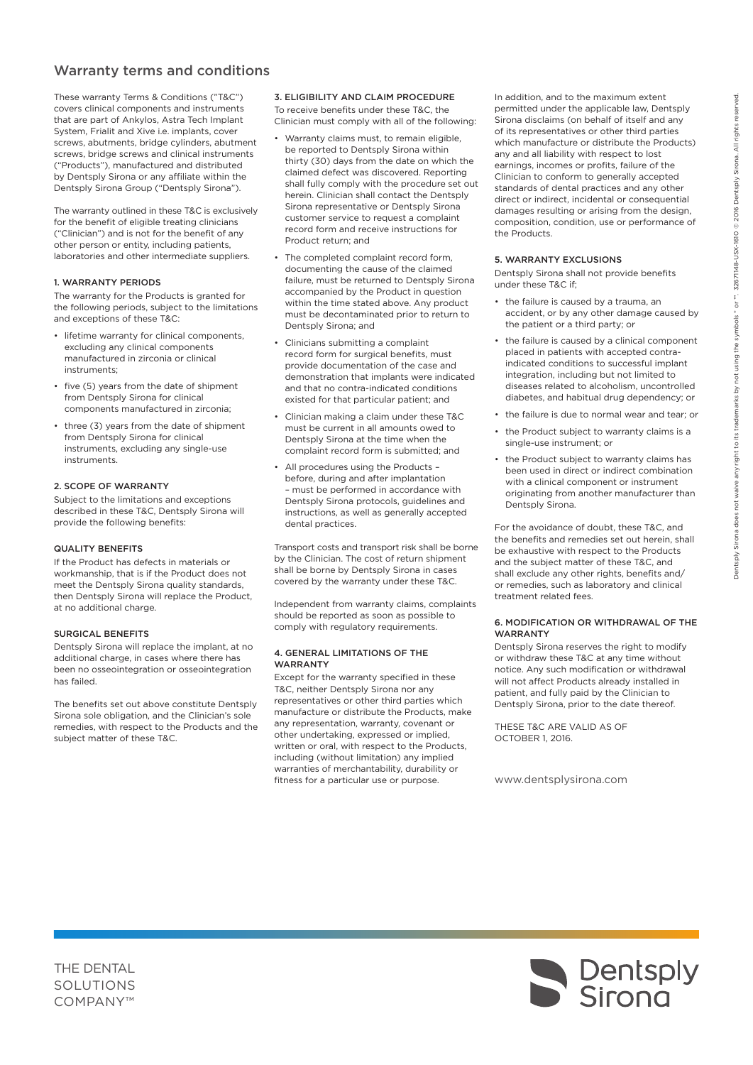# Warranty terms and conditions

These warranty Terms & Conditions ("T&C") covers clinical components and instruments that are part of Ankylos, Astra Tech Implant System, Frialit and Xive i.e. implants, cover screws, abutments, bridge cylinders, abutment screws, bridge screws and clinical instruments ("Products"), manufactured and distributed by Dentsply Sirona or any affiliate within the Dentsply Sirona Group ("Dentsply Sirona").

The warranty outlined in these T&C is exclusively for the benefit of eligible treating clinicians ("Clinician") and is not for the benefit of any other person or entity, including patients, laboratories and other intermediate suppliers.

## 1. WARRANTY PERIODS

The warranty for the Products is granted for the following periods, subject to the limitations and exceptions of these T&C:

- lifetime warranty for clinical components, excluding any clinical components manufactured in zirconia or clinical instruments;
- five (5) years from the date of shipment from Dentsply Sirona for clinical components manufactured in zirconia;
- three (3) years from the date of shipment from Dentsply Sirona for clinical instruments, excluding any single-use instruments.

## 2. SCOPE OF WARRANTY

Subject to the limitations and exceptions described in these T&C, Dentsply Sirona will provide the following benefits:

### QUALITY BENEFITS

If the Product has defects in materials or workmanship, that is if the Product does not meet the Dentsply Sirona quality standards, then Dentsply Sirona will replace the Product, at no additional charge.

### SURGICAL BENEFITS

Dentsply Sirona will replace the implant, at no additional charge, in cases where there has been no osseointegration or osseointegration has failed.

The benefits set out above constitute Dentsply Sirona sole obligation, and the Clinician's sole remedies, with respect to the Products and the subject matter of these T&C.

## 3. ELIGIBILITY AND CLAIM PROCEDURE

To receive benefits under these T&C, the Clinician must comply with all of the following:

- Warranty claims must, to remain eligible, be reported to Dentsply Sirona within thirty (30) days from the date on which the claimed defect was discovered. Reporting shall fully comply with the procedure set out herein. Clinician shall contact the Dentsply Sirona representative or Dentsply Sirona customer service to request a complaint record form and receive instructions for Product return; and
- The completed complaint record form, documenting the cause of the claimed failure, must be returned to Dentsply Sirona accompanied by the Product in question within the time stated above. Any product must be decontaminated prior to return to Dentsply Sirona; and
- Clinicians submitting a complaint record form for surgical benefits, must provide documentation of the case and demonstration that implants were indicated and that no contra-indicated conditions existed for that particular patient; and
- Clinician making a claim under these T&C must be current in all amounts owed to Dentsply Sirona at the time when the complaint record form is submitted; and
- All procedures using the Products – before, during and after implantation – must be performed in accordance with Dentsply Sirona protocols, guidelines and instructions, as well as generally accepted dental practices.

Transport costs and transport risk shall be borne by the Clinician. The cost of return shipment shall be borne by Dentsply Sirona in cases covered by the warranty under these T&C.

Independent from warranty claims, complaints should be reported as soon as possible to comply with regulatory requirements.

## 4. GENERAL LIMITATIONS OF THE WARRANTY

Except for the warranty specified in these T&C, neither Dentsply Sirona nor any representatives or other third parties which manufacture or distribute the Products, make any representation, warranty, covenant or other undertaking, expressed or implied, written or oral, with respect to the Products, including (without limitation) any implied warranties of merchantability, durability or fitness for a particular use or purpose.

In addition, and to the maximum extent permitted under the applicable law, Dentsply Sirona disclaims (on behalf of itself and any of its representatives or other third parties which manufacture or distribute the Products) any and all liability with respect to lost earnings, incomes or profits, failure of the Clinician to conform to generally accepted standards of dental practices and any other direct or indirect, incidental or consequential damages resulting or arising from the design, composition, condition, use or performance of the Products.

## 5. WARRANTY EXCLUSIONS

Dentsply Sirona shall not provide benefits under these T&C if;

- the failure is caused by a trauma, an accident, or by any other damage caused by the patient or a third party; or
- the failure is caused by a clinical component placed in patients with accepted contra-indicated conditions to successful implant integration, including but not limited to diseases related to alcoholism, uncontrolled diabetes, and habitual drug dependency; or
- the failure is due to normal wear and tear; or
- the Product subject to warranty claims is a single-use instrument; or
- the Product subject to warranty claims has been used in direct or indirect combination with a clinical component or instrument originating from another manufacturer than Dentsply Sirona.

For the avoidance of doubt, these T&C, and the benefits and remedies set out herein, shall be exhaustive with respect to the Products and the subject matter of these T&C, and shall exclude any other rights, benefits and/or remedies, such as laboratory and clinical treatment related fees.

## 6. MODIFICATION OR WITHDRAWAL OF THE WARRANTY

Dentsply Sirona reserves the right to modify or withdraw these T&C at any time without notice. Any such modification or withdrawal will not affect Products already installed in patient, and fully paid by the Clinician to Dentsply Sirona, prior to the date thereof.

THESE T&C ARE VALID AS OF OCTOBER 1, 2016.

www.dentsplysirona.com

Dentsply Sirona does not waive any right to its trademarks by not using the symbols ® or ™. 32671148-USX-1610 © 2016 Dentsply Sirona. All rights reserved.

THE DENTAL SOLUTIONS COMPANY™

Dentsply Sirona